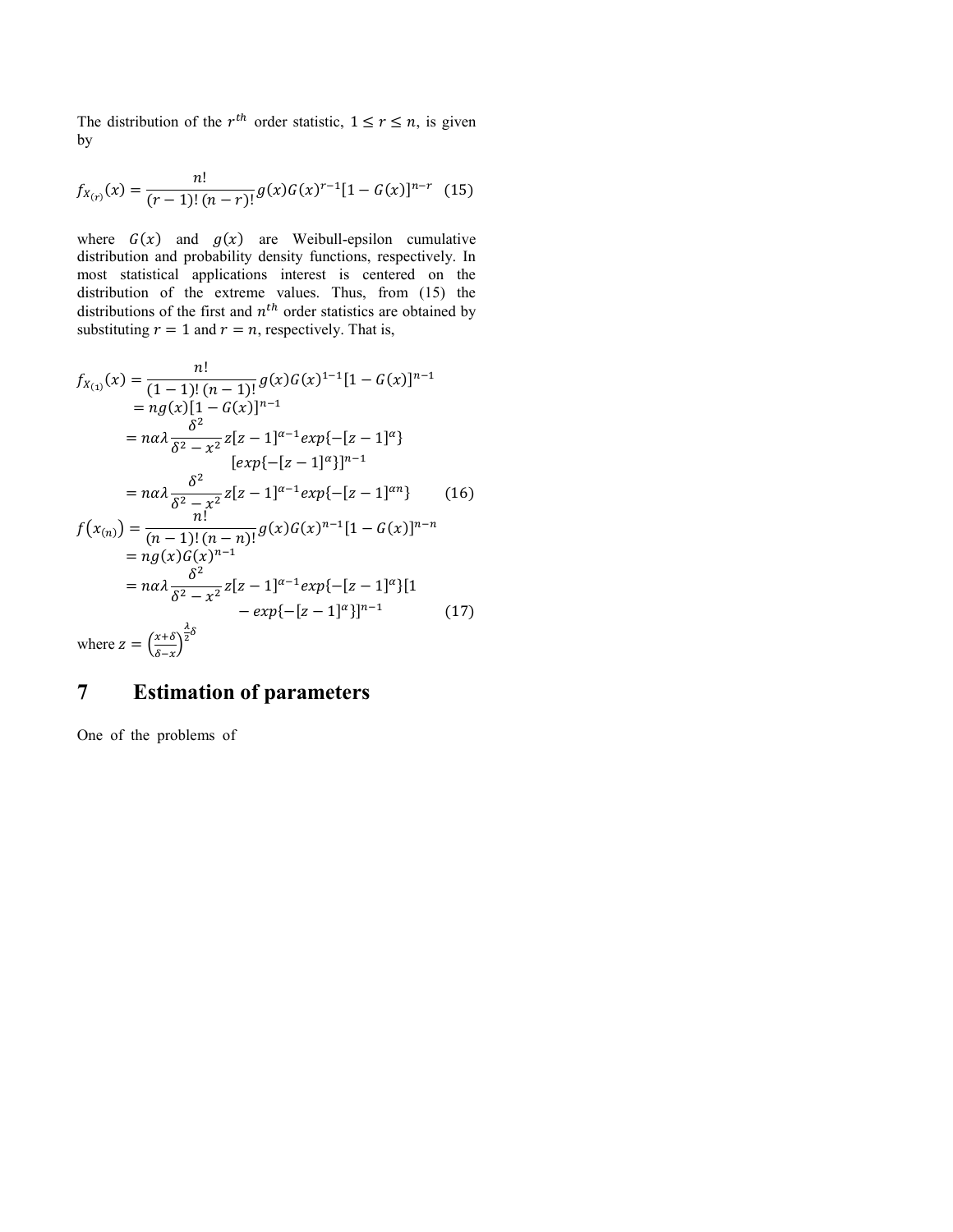The distribution of the $r^{th}$ order statistic, $1 \leq r \leq n$, is given by

$$f_{X_{(r)}}(x) = \frac{n!}{(r-1)!\,(n-r)!} g(x) G(x)^{r-1} [1 - G(x)]^{n-r} \quad (15)$$

where $G(x)$ and $g(x)$ are Weibull-epsilon cumulative distribution and probability density functions, respectively. In most statistical applications interest is centered on the distribution of the extreme values. Thus, from (15) the distributions of the first and $n^{th}$ order statistics are obtained by substituting $r = 1$ and $r = n$, respectively. That is,

$$\begin{aligned} f_{X_{(1)}}(x) &= \frac{n!}{(1-1)!\,(n-1)!} g(x) G(x)^{1-1} [1 - G(x)]^{n-1} \\ &= n g(x) [1 - G(x)]^{n-1} \\ &= n\alpha\lambda \frac{\delta^2}{\delta^2 - x^2} z [z-1]^{\alpha-1} exp\{-[z-1]^{\alpha}\} \\ &\qquad [exp\{-[z-1]^{\alpha}\}]^{n-1} \\ &= n\alpha\lambda \frac{\delta^2}{\delta^2 - x^2} z [z-1]^{\alpha-1} exp\{-[z-1]^{\alpha n}\} \qquad (16) \end{aligned}$$

$$\begin{aligned} f\left(x_{(n)}\right) &= \frac{n!}{(n-1)!\,(n-n)!} g(x) G(x)^{n-1} [1 - G(x)]^{n-n} \\ &= n g(x) G(x)^{n-1} \\ &= n\alpha\lambda \frac{\delta^2}{\delta^2 - x^2} z [z-1]^{\alpha-1} exp\{-[z-1]^{\alpha}\} [1 \\ &\qquad - exp\{-[z-1]^{\alpha}\}]^{n-1} \qquad (17) \end{aligned}$$

where $z = \left(\frac{x+\delta}{\delta-x}\right)^{\frac{\lambda}{2}\delta}$

## 7 Estimation of parameters

One of the problems of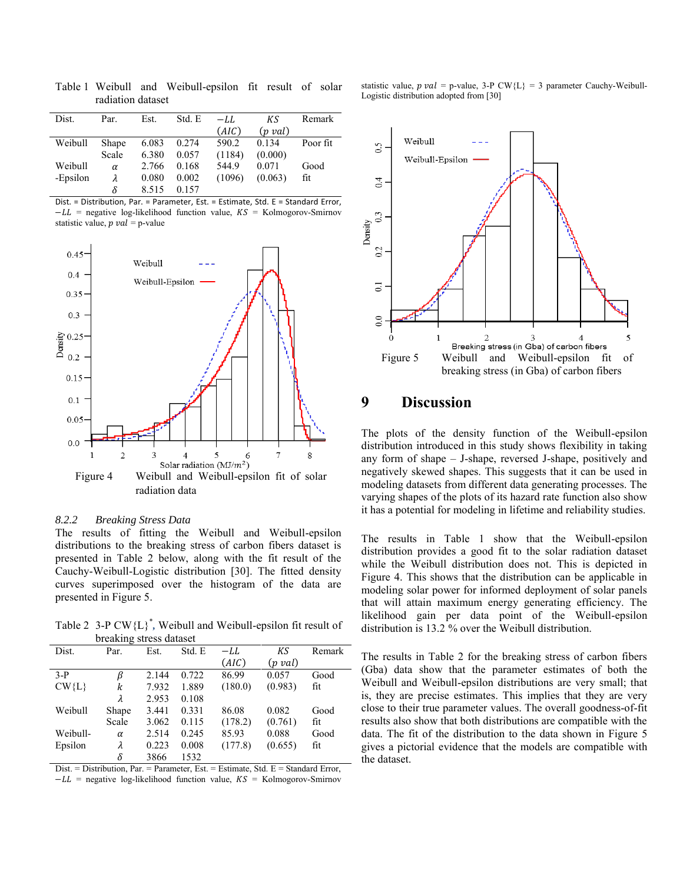Table 1 Weibull and Weibull-epsilon fit result of solar radiation dataset

| Dist. | Par. | Est. | Std. E | $-LL$ $(AIC)$ | $KS$ $(p\ val)$ | Remark |
|---|---|---|---|---|---|---|
| Weibull | Shape | 6.083 | 0.274 | 590.2 | 0.134 | Poor fit |
| | Scale | 6.380 | 0.057 | (1184) | (0.000) | |
| Weibull -Epsilon | $\alpha$ | 2.766 | 0.168 | 544.9 | 0.071 | Good fit |
| | $\lambda$ | 0.080 | 0.002 | (1096) | (0.063) | |
| | $\delta$ | 8.515 | 0.157 | | | |

Dist. = Distribution, Par. = Parameter, Est. = Estimate, Std. E = Standard Error, $-LL$ = negative log-likelihood function value, $KS$ = Kolmogorov-Smirnov statistic value, $p\ val$ = p-value

Figure 4 Weibull and Weibull-epsilon fit of solar radiation data

### 8.2.2 Breaking Stress Data

The results of fitting the Weibull and Weibull-epsilon distributions to the breaking stress of carbon fibers dataset is presented in Table 2 below, along with the fit result of the Cauchy-Weibull-Logistic distribution [30]. The fitted density curves superimposed over the histogram of the data are presented in Figure 5.

Table 2 3-P CW{L}*, Weibull and Weibull-epsilon fit result of breaking stress dataset

| Dist. | Par. | Est. | Std. E | $-LL$ $(AIC)$ | $KS$ $(p\ val)$ | Remark |
|---|---|---|---|---|---|---|
| 3-P CW{L} | $\beta$ | 2.144 | 0.722 | 86.99 | 0.057 | Good fit |
| | $k$ | 7.932 | 1.889 | (180.0) | (0.983) | |
| | $\lambda$ | 2.953 | 0.108 | | | |
| Weibull | Shape | 3.441 | 0.331 | 86.08 | 0.082 | Good fit |
| | Scale | 3.062 | 0.115 | (178.2) | (0.761) | |
| Weibull-Epsilon | $\alpha$ | 2.514 | 0.245 | 85.93 | 0.088 | Good fit |
| | $\lambda$ | 0.223 | 0.008 | (177.8) | (0.655) | |
| | $\delta$ | 3866 | 1532 | | | |

Dist. = Distribution, Par. = Parameter, Est. = Estimate, Std. E = Standard Error, $-LL$ = negative log-likelihood function value, $KS$ = Kolmogorov-Smirnov statistic value, $p\ val$ = p-value, 3-P CW{L} = 3 parameter Cauchy-Weibull-Logistic distribution adopted from [30]

Figure 5 Weibull and Weibull-epsilon fit of breaking stress (in Gba) of carbon fibers

# 9 Discussion

The plots of the density function of the Weibull-epsilon distribution introduced in this study shows flexibility in taking any form of shape – J-shape, reversed J-shape, positively and negatively skewed shapes. This suggests that it can be used in modeling datasets from different data generating processes. The varying shapes of the plots of its hazard rate function also show it has a potential for modeling in lifetime and reliability studies.

The results in Table 1 show that the Weibull-epsilon distribution provides a good fit to the solar radiation dataset while the Weibull distribution does not. This is depicted in Figure 4. This shows that the distribution can be applicable in modeling solar power for informed deployment of solar panels that will attain maximum energy generating efficiency. The likelihood gain per data point of the Weibull-epsilon distribution is 13.2 % over the Weibull distribution.

The results in Table 2 for the breaking stress of carbon fibers (Gba) data show that the parameter estimates of both the Weibull and Weibull-epsilon distributions are very small; that is, they are precise estimates. This implies that they are very close to their true parameter values. The overall goodness-of-fit results also show that both distributions are compatible with the data. The fit of the distribution to the data shown in Figure 5 gives a pictorial evidence that the models are compatible with the dataset.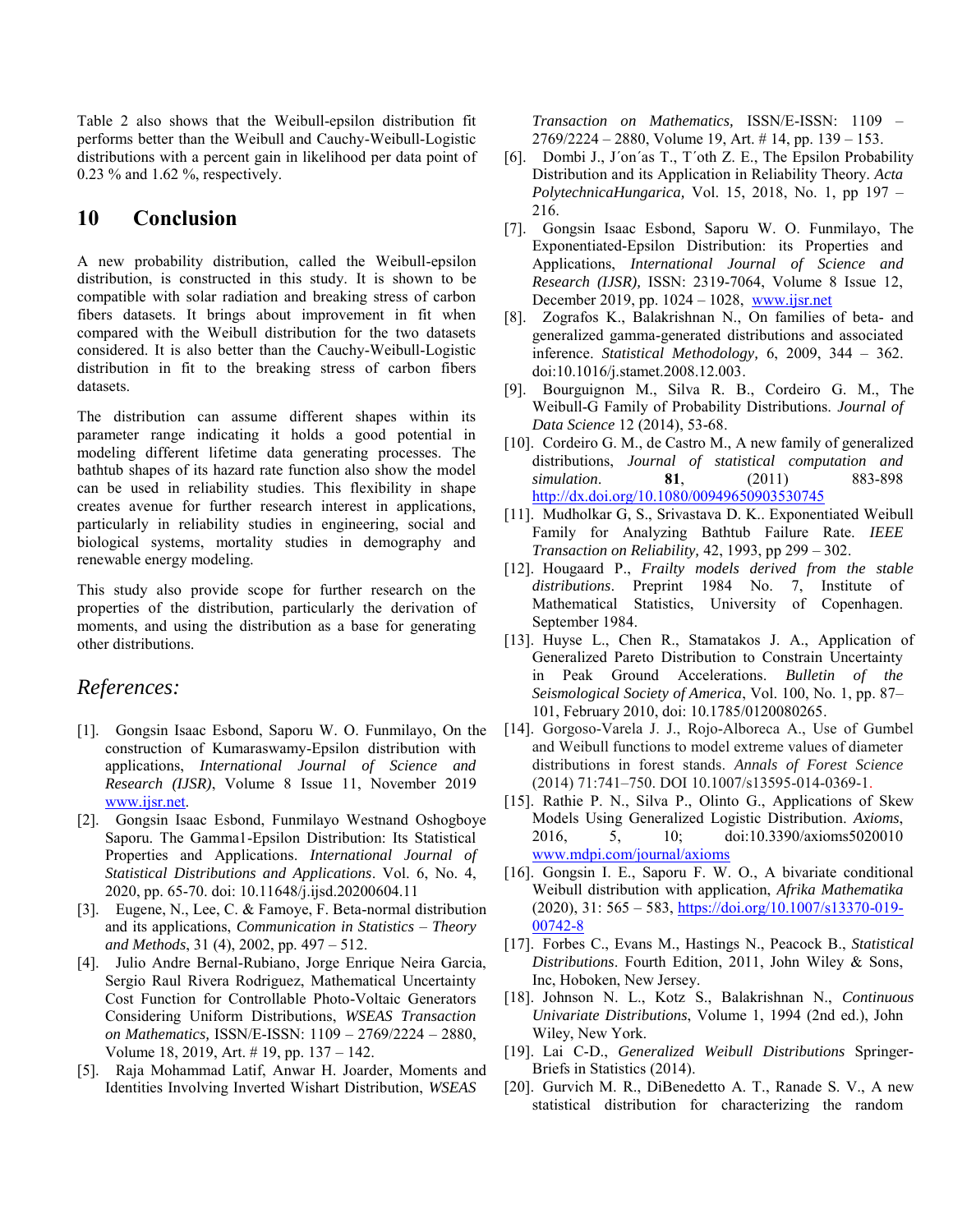Table 2 also shows that the Weibull-epsilon distribution fit performs better than the Weibull and Cauchy-Weibull-Logistic distributions with a percent gain in likelihood per data point of 0.23 % and 1.62 %, respectively.

## 10 Conclusion

A new probability distribution, called the Weibull-epsilon distribution, is constructed in this study. It is shown to be compatible with solar radiation and breaking stress of carbon fibers datasets. It brings about improvement in fit when compared with the Weibull distribution for the two datasets considered. It is also better than the Cauchy-Weibull-Logistic distribution in fit to the breaking stress of carbon fibers datasets.

The distribution can assume different shapes within its parameter range indicating it holds a good potential in modeling different lifetime data generating processes. The bathtub shapes of its hazard rate function also show the model can be used in reliability studies. This flexibility in shape creates avenue for further research interest in applications, particularly in reliability studies in engineering, social and biological systems, mortality studies in demography and renewable energy modeling.

This study also provide scope for further research on the properties of the distribution, particularly the derivation of moments, and using the distribution as a base for generating other distributions.

## *References:*

[1]. Gongsin Isaac Esbond, Saporu W. O. Funmilayo, On the construction of Kumaraswamy-Epsilon distribution with applications, *International Journal of Science and Research (IJSR)*, Volume 8 Issue 11, November 2019 www.ijsr.net.

[2]. Gongsin Isaac Esbond, Funmilayo Westnand Oshogboye Saporu. The Gamma1-Epsilon Distribution: Its Statistical Properties and Applications. *International Journal of Statistical Distributions and Applications*. Vol. 6, No. 4, 2020, pp. 65-70. doi: 10.11648/j.ijsd.20200604.11

[3]. Eugene, N., Lee, C. & Famoye, F. Beta-normal distribution and its applications, *Communication in Statistics – Theory and Methods*, 31 (4), 2002, pp. 497 – 512.

[4]. Julio Andre Bernal-Rubiano, Jorge Enrique Neira Garcia, Sergio Raul Rivera Rodriguez, Mathematical Uncertainty Cost Function for Controllable Photo-Voltaic Generators Considering Uniform Distributions, *WSEAS Transaction on Mathematics,* ISSN/E-ISSN: 1109 – 2769/2224 – 2880, Volume 18, 2019, Art. # 19, pp. 137 – 142.

[5]. Raja Mohammad Latif, Anwar H. Joarder, Moments and Identities Involving Inverted Wishart Distribution, *WSEAS Transaction on Mathematics,* ISSN/E-ISSN: 1109 – 2769/2224 – 2880, Volume 19, Art. # 14, pp. 139 – 153.

[6]. Dombi J., J´on´as T., T´oth Z. E., The Epsilon Probability Distribution and its Application in Reliability Theory. *Acta PolytechnicaHungarica,* Vol. 15, 2018, No. 1, pp 197 – 216.

[7]. Gongsin Isaac Esbond, Saporu W. O. Funmilayo, The Exponentiated-Epsilon Distribution: its Properties and Applications, *International Journal of Science and Research (IJSR),* ISSN: 2319-7064, Volume 8 Issue 12, December 2019, pp. 1024 – 1028, www.ijsr.net

[8]. Zografos K., Balakrishnan N., On families of beta- and generalized gamma-generated distributions and associated inference. *Statistical Methodology,* 6, 2009, 344 – 362. doi:10.1016/j.stamet.2008.12.003.

[9]. Bourguignon M., Silva R. B., Cordeiro G. M., The Weibull-G Family of Probability Distributions. *Journal of Data Science* 12 (2014), 53-68.

[10]. Cordeiro G. M., de Castro M., A new family of generalized distributions, *Journal of statistical computation and simulation*. **81**, (2011) 883-898 http://dx.doi.org/10.1080/00949650903530745

[11]. Mudholkar G, S., Srivastava D. K.. Exponentiated Weibull Family for Analyzing Bathtub Failure Rate. *IEEE Transaction on Reliability,* 42, 1993, pp 299 – 302.

[12]. Hougaard P., *Frailty models derived from the stable distributions*. Preprint 1984 No. 7, Institute of Mathematical Statistics, University of Copenhagen. September 1984.

[13]. Huyse L., Chen R., Stamatakos J. A., Application of Generalized Pareto Distribution to Constrain Uncertainty in Peak Ground Accelerations. *Bulletin of the Seismological Society of America*, Vol. 100, No. 1, pp. 87–101, February 2010, doi: 10.1785/0120080265.

[14]. Gorgoso-Varela J. J., Rojo-Alboreca A., Use of Gumbel and Weibull functions to model extreme values of diameter distributions in forest stands. *Annals of Forest Science* (2014) 71:741–750. DOI 10.1007/s13595-014-0369-1.

[15]. Rathie P. N., Silva P., Olinto G., Applications of Skew Models Using Generalized Logistic Distribution. *Axioms*, 2016, 5, 10; doi:10.3390/axioms5020010 www.mdpi.com/journal/axioms

[16]. Gongsin I. E., Saporu F. W. O., A bivariate conditional Weibull distribution with application, *Afrika Mathematika* (2020), 31: 565 – 583, https://doi.org/10.1007/s13370-019-00742-8

[17]. Forbes C., Evans M., Hastings N., Peacock B., *Statistical Distributions*. Fourth Edition, 2011, John Wiley & Sons, Inc, Hoboken, New Jersey.

[18]. Johnson N. L., Kotz S., Balakrishnan N., *Continuous Univariate Distributions*, Volume 1, 1994 (2nd ed.), John Wiley, New York.

[19]. Lai C-D., *Generalized Weibull Distributions* Springer-Briefs in Statistics (2014).

[20]. Gurvich M. R., DiBenedetto A. T., Ranade S. V., A new statistical distribution for characterizing the random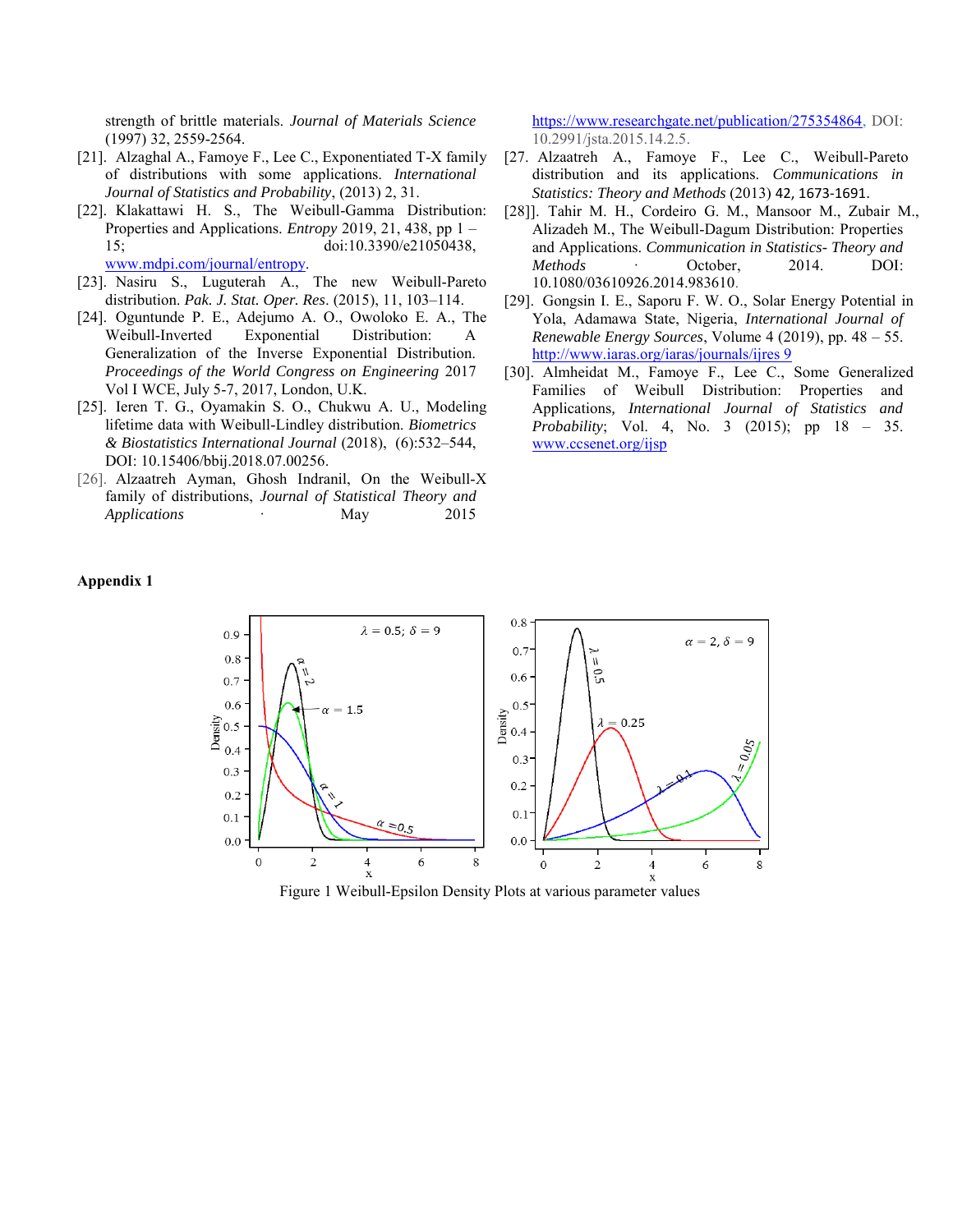strength of brittle materials. *Journal of Materials Science* (1997) 32, 2559-2564.

[21]. Alzaghal A., Famoye F., Lee C., Exponentiated T-X family of distributions with some applications. *International Journal of Statistics and Probability*, (2013) 2, 31.

[22]. Klakattawi H. S., The Weibull-Gamma Distribution: Properties and Applications. *Entropy* 2019, 21, 438, pp 1 – 15; doi:10.3390/e21050438, www.mdpi.com/journal/entropy.

[23]. Nasiru S., Luguterah A., The new Weibull-Pareto distribution. *Pak. J. Stat. Oper. Res*. (2015), 11, 103–114.

[24]. Oguntunde P. E., Adejumo A. O., Owoloko E. A., The Weibull-Inverted Exponential Distribution: A Generalization of the Inverse Exponential Distribution. *Proceedings of the World Congress on Engineering* 2017 Vol I WCE, July 5-7, 2017, London, U.K.

[25]. Ieren T. G., Oyamakin S. O., Chukwu A. U., Modeling lifetime data with Weibull-Lindley distribution. *Biometrics & Biostatistics International Journal* (2018), (6):532–544, DOI: 10.15406/bbij.2018.07.00256.

[26]. Alzaatreh Ayman, Ghosh Indranil, On the Weibull-X family of distributions, *Journal of Statistical Theory and Applications* · May 2015 https://www.researchgate.net/publication/275354864, DOI: 10.2991/jsta.2015.14.2.5.

[27. Alzaatreh A., Famoye F., Lee C., Weibull-Pareto distribution and its applications. *Communications in Statistics: Theory and Methods* (2013) 42, 1673-1691.

[28]]. Tahir M. H., Cordeiro G. M., Mansoor M., Zubair M., Alizadeh M., The Weibull-Dagum Distribution: Properties and Applications. *Communication in Statistics- Theory and Methods* · October, 2014. DOI: 10.1080/03610926.2014.983610.

[29]. Gongsin I. E., Saporu F. W. O., Solar Energy Potential in Yola, Adamawa State, Nigeria, *International Journal of Renewable Energy Sources*, Volume 4 (2019), pp. 48 – 55. http://www.iaras.org/iaras/journals/ijres 9

[30]. Almheidat M., Famoye F., Lee C., Some Generalized Families of Weibull Distribution: Properties and Applications, *International Journal of Statistics and Probability*; Vol. 4, No. 3 (2015); pp 18 – 35. www.ccsenet.org/ijsp

**Appendix 1**

Figure 1 Weibull-Epsilon Density Plots at various parameter values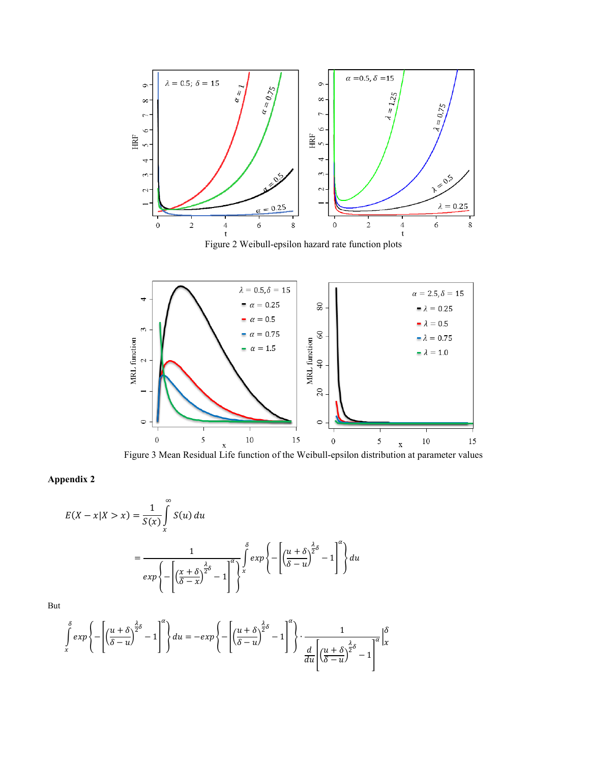Figure 2 Weibull-epsilon hazard rate function plots

Figure 3 Mean Residual Life function of the Weibull-epsilon distribution at parameter values

**Appendix 2**

$$E(X - x|X > x) = \frac{1}{S(x)} \int_{x}^{\infty} S(u)\, du$$

$$= \frac{1}{exp\left\{-\left[\left(\frac{x+\delta}{\delta - x}\right)^{\frac{\lambda}{2}\delta} - 1\right]^{\alpha}\right\}} \int_{x}^{\delta} exp\left\{-\left[\left(\frac{u+\delta}{\delta - u}\right)^{\frac{\lambda}{2}\delta} - 1\right]^{\alpha}\right\} du$$

But

$$\int_{x}^{\delta} exp\left\{-\left[\left(\frac{u+\delta}{\delta - u}\right)^{\frac{\lambda}{2}\delta} - 1\right]^{\alpha}\right\} du = -exp\left\{-\left[\left(\frac{u+\delta}{\delta - u}\right)^{\frac{\lambda}{2}\delta} - 1\right]^{\alpha}\right\} \cdot \frac{1}{\frac{d}{du}\left[\left(\frac{u+\delta}{\delta - u}\right)^{\frac{\lambda}{2}\delta} - 1\right]^{\alpha}}\Bigg|_{x}^{\delta}$$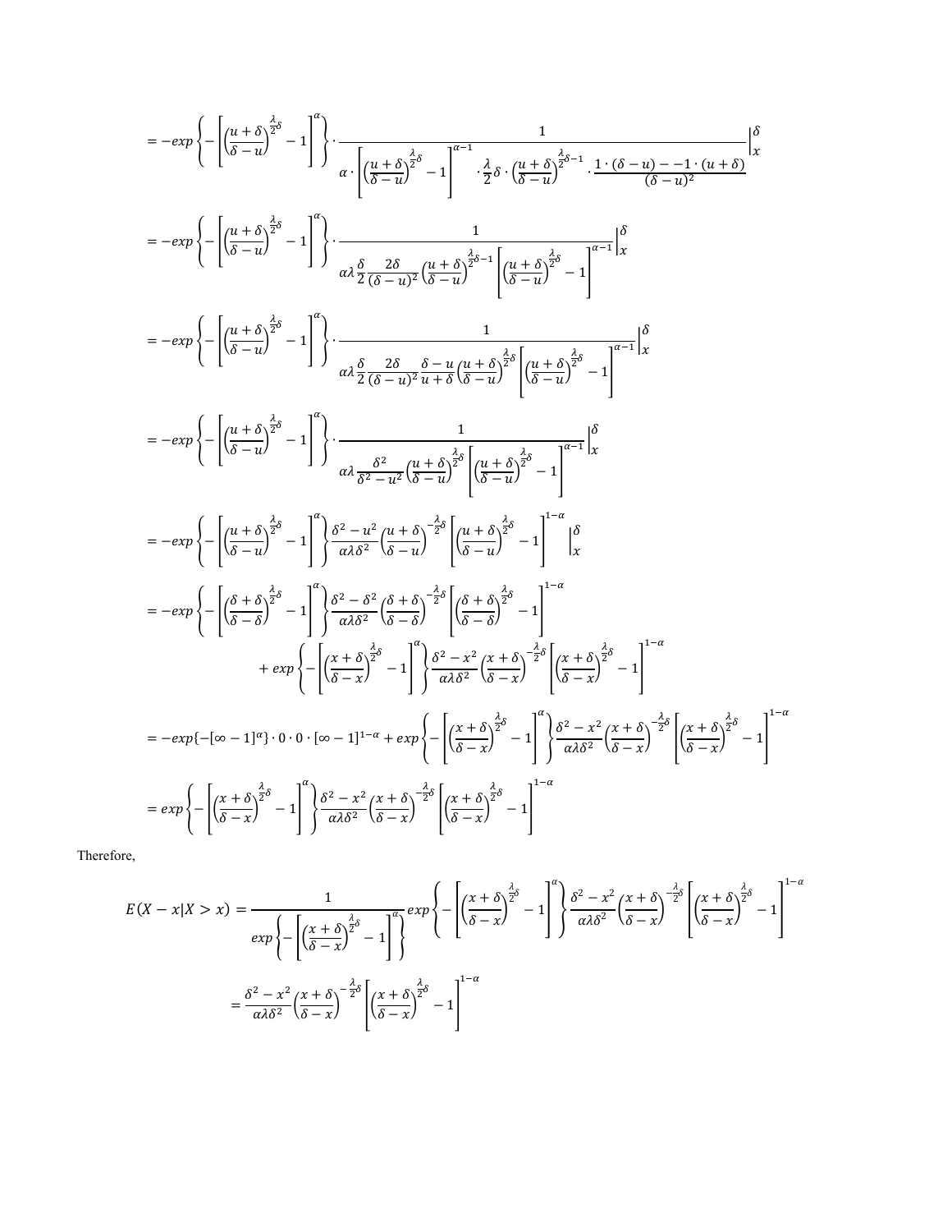$$= -exp\left\{-\left[\left(\frac{u+\delta}{\delta-u}\right)^{\frac{\lambda}{2}\delta}-1\right]^{\alpha}\right\}\cdot\frac{1}{\alpha\cdot\left[\left(\frac{u+\delta}{\delta-u}\right)^{\frac{\lambda}{2}\delta}-1\right]^{\alpha-1}\cdot\frac{\lambda}{2}\delta\cdot\left(\frac{u+\delta}{\delta-u}\right)^{\frac{\lambda}{2}\delta-1}\cdot\frac{1\cdot(\delta-u)--1\cdot(u+\delta)}{(\delta-u)^2}}\Bigg|_x^{\delta}$$

$$= -exp\left\{-\left[\left(\frac{u+\delta}{\delta-u}\right)^{\frac{\lambda}{2}\delta}-1\right]^{\alpha}\right\}\cdot\frac{1}{\alpha\lambda\frac{\delta}{2}\frac{2\delta}{(\delta-u)^2}\left(\frac{u+\delta}{\delta-u}\right)^{\frac{\lambda}{2}\delta-1}\left[\left(\frac{u+\delta}{\delta-u}\right)^{\frac{\lambda}{2}\delta}-1\right]^{\alpha-1}}\Bigg|_x^{\delta}$$

$$= -exp\left\{-\left[\left(\frac{u+\delta}{\delta-u}\right)^{\frac{\lambda}{2}\delta}-1\right]^{\alpha}\right\}\cdot\frac{1}{\alpha\lambda\frac{\delta}{2}\frac{2\delta}{(\delta-u)^2}\frac{\delta-u}{u+\delta}\left(\frac{u+\delta}{\delta-u}\right)^{\frac{\lambda}{2}\delta}\left[\left(\frac{u+\delta}{\delta-u}\right)^{\frac{\lambda}{2}\delta}-1\right]^{\alpha-1}}\Bigg|_x^{\delta}$$

$$= -exp\left\{-\left[\left(\frac{u+\delta}{\delta-u}\right)^{\frac{\lambda}{2}\delta}-1\right]^{\alpha}\right\}\cdot\frac{1}{\alpha\lambda\frac{\delta^2}{\delta^2-u^2}\left(\frac{u+\delta}{\delta-u}\right)^{\frac{\lambda}{2}\delta}\left[\left(\frac{u+\delta}{\delta-u}\right)^{\frac{\lambda}{2}\delta}-1\right]^{\alpha-1}}\Bigg|_x^{\delta}$$

$$= -exp\left\{-\left[\left(\frac{u+\delta}{\delta-u}\right)^{\frac{\lambda}{2}\delta}-1\right]^{\alpha}\right\}\frac{\delta^2-u^2}{\alpha\lambda\delta^2}\left(\frac{u+\delta}{\delta-u}\right)^{-\frac{\lambda}{2}\delta}\left[\left(\frac{u+\delta}{\delta-u}\right)^{\frac{\lambda}{2}\delta}-1\right]^{1-\alpha}\Bigg|_x^{\delta}$$

$$= -exp\left\{-\left[\left(\frac{\delta+\delta}{\delta-\delta}\right)^{\frac{\lambda}{2}\delta}-1\right]^{\alpha}\right\}\frac{\delta^2-\delta^2}{\alpha\lambda\delta^2}\left(\frac{\delta+\delta}{\delta-\delta}\right)^{-\frac{\lambda}{2}\delta}\left[\left(\frac{\delta+\delta}{\delta-\delta}\right)^{\frac{\lambda}{2}\delta}-1\right]^{1-\alpha}$$
$$+ exp\left\{-\left[\left(\frac{x+\delta}{\delta-x}\right)^{\frac{\lambda}{2}\delta}-1\right]^{\alpha}\right\}\frac{\delta^2-x^2}{\alpha\lambda\delta^2}\left(\frac{x+\delta}{\delta-x}\right)^{-\frac{\lambda}{2}\delta}\left[\left(\frac{x+\delta}{\delta-x}\right)^{\frac{\lambda}{2}\delta}-1\right]^{1-\alpha}$$

$$= -exp\{-[\infty-1]^{\alpha}\}\cdot 0\cdot 0\cdot[\infty-1]^{1-\alpha} + exp\left\{-\left[\left(\frac{x+\delta}{\delta-x}\right)^{\frac{\lambda}{2}\delta}-1\right]^{\alpha}\right\}\frac{\delta^2-x^2}{\alpha\lambda\delta^2}\left(\frac{x+\delta}{\delta-x}\right)^{-\frac{\lambda}{2}\delta}\left[\left(\frac{x+\delta}{\delta-x}\right)^{\frac{\lambda}{2}\delta}-1\right]^{1-\alpha}$$

$$= exp\left\{-\left[\left(\frac{x+\delta}{\delta-x}\right)^{\frac{\lambda}{2}\delta}-1\right]^{\alpha}\right\}\frac{\delta^2-x^2}{\alpha\lambda\delta^2}\left(\frac{x+\delta}{\delta-x}\right)^{-\frac{\lambda}{2}\delta}\left[\left(\frac{x+\delta}{\delta-x}\right)^{\frac{\lambda}{2}\delta}-1\right]^{1-\alpha}$$

Therefore,

$$E(X-x|X>x) = \frac{1}{exp\left\{-\left[\left(\frac{x+\delta}{\delta-x}\right)^{\frac{\lambda}{2}\delta}-1\right]^{\alpha}\right\}}exp\left\{-\left[\left(\frac{x+\delta}{\delta-x}\right)^{\frac{\lambda}{2}\delta}-1\right]^{\alpha}\right\}\frac{\delta^2-x^2}{\alpha\lambda\delta^2}\left(\frac{x+\delta}{\delta-x}\right)^{-\frac{\lambda}{2}\delta}\left[\left(\frac{x+\delta}{\delta-x}\right)^{\frac{\lambda}{2}\delta}-1\right]^{1-\alpha}$$

$$= \frac{\delta^2-x^2}{\alpha\lambda\delta^2}\left(\frac{x+\delta}{\delta-x}\right)^{-\frac{\lambda}{2}\delta}\left[\left(\frac{x+\delta}{\delta-x}\right)^{\frac{\lambda}{2}\delta}-1\right]^{1-\alpha}$$